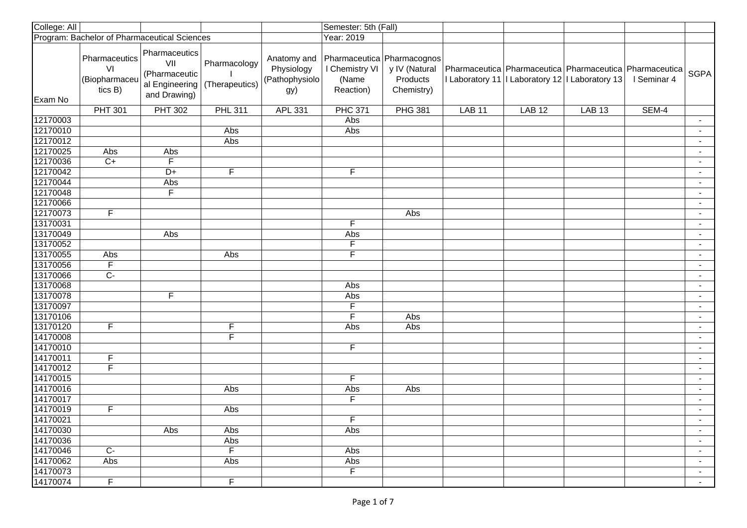| College: All | | | | | Semester: 5th (Fall) | | | | | | |
|---|---|---|---|---|---|---|---|---|---|---|---|
| Program: Bachelor of Pharmaceutical Sciences | | | | | Year: 2019 | | | | | | |
| Exam No | Pharmaceutics VI (Biopharmaceutics B) | Pharmaceutics VII (Pharmaceutical Engineering and Drawing) | Pharmacology I (Therapeutics) | Anatomy and Physiology (Pathophysiology) | Pharmaceutical Chemistry VI (Name Reaction) | Pharmacognosy IV (Natural Products Chemistry) | Pharmaceutical Laboratory 11 | Pharmaceutical Laboratory 12 | Pharmaceutical Laboratory 13 | Pharmaceutical Seminar 4 | SGPA |
| | PHT 301 | PHT 302 | PHL 311 | APL 331 | PHC 371 | PHG 381 | LAB 11 | LAB 12 | LAB 13 | SEM-4 | |
| 12170003 | | | | | Abs | | | | | | - |
| 12170010 | | | Abs | | Abs | | | | | | - |
| 12170012 | | | Abs | | | | | | | | - |
| 12170025 | Abs | Abs | | | | | | | | | - |
| 12170036 | C+ | F | | | | | | | | | - |
| 12170042 | | D+ | F | | F | | | | | | - |
| 12170044 | | Abs | | | | | | | | | - |
| 12170048 | | F | | | | | | | | | - |
| 12170066 | | | | | | | | | | | - |
| 12170073 | F | | | | | Abs | | | | | - |
| 13170031 | | | | | F | | | | | | - |
| 13170049 | | Abs | | | Abs | | | | | | - |
| 13170052 | | | | | F | | | | | | - |
| 13170055 | Abs | | Abs | | F | | | | | | - |
| 13170056 | F | | | | | | | | | | - |
| 13170066 | C- | | | | | | | | | | - |
| 13170068 | | | | | Abs | | | | | | - |
| 13170078 | | F | | | Abs | | | | | | - |
| 13170097 | | | | | F | | | | | | - |
| 13170106 | | | | | F | Abs | | | | | - |
| 13170120 | F | | F | | Abs | Abs | | | | | - |
| 14170008 | | | F | | | | | | | | - |
| 14170010 | | | | | F | | | | | | - |
| 14170011 | F | | | | | | | | | | - |
| 14170012 | F | | | | | | | | | | - |
| 14170015 | | | | | F | | | | | | - |
| 14170016 | | | Abs | | Abs | Abs | | | | | - |
| 14170017 | | | | | F | | | | | | - |
| 14170019 | F | | Abs | | | | | | | | - |
| 14170021 | | | | | F | | | | | | - |
| 14170030 | | Abs | Abs | | Abs | | | | | | - |
| 14170036 | | | Abs | | | | | | | | - |
| 14170046 | C- | | F | | Abs | | | | | | - |
| 14170062 | Abs | | Abs | | Abs | | | | | | - |
| 14170073 | | | | | F | | | | | | - |
| 14170074 | F | | F | | | | | | | | - |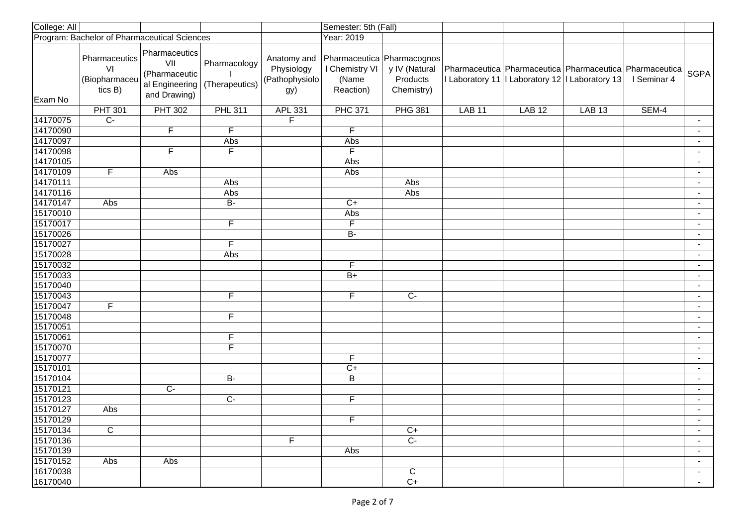| College: All | | | | | Semester: 5th (Fall) | | | | | | |
|---|---|---|---|---|---|---|---|---|---|---|---|
| Program: Bachelor of Pharmaceutical Sciences | | | | | Year: 2019 | | | | | | |
| Exam No | Pharmaceutics VI (Biopharmaceutics B) | Pharmaceutics VII (Pharmaceutical Engineering and Drawing) | Pharmacology I (Therapeutics) | Anatomy and Physiology (Pathophysiology) | Pharmaceutical Chemistry VI (Name Reaction) | Pharmacognosy IV (Natural Products Chemistry) | Pharmaceutical Laboratory 11 | Pharmaceutical Laboratory 12 | Pharmaceutical Laboratory 13 | Pharmaceutical Seminar 4 | SGPA |
| | PHT 301 | PHT 302 | PHL 311 | APL 331 | PHC 371 | PHG 381 | LAB 11 | LAB 12 | LAB 13 | SEM-4 | |
| 14170075 | C- | | | F | | | | | | | - |
| 14170090 | | F | F | | F | | | | | | - |
| 14170097 | | | Abs | | Abs | | | | | | - |
| 14170098 | | F | F | | F | | | | | | - |
| 14170105 | | | | | Abs | | | | | | - |
| 14170109 | F | Abs | | | Abs | | | | | | - |
| 14170111 | | | Abs | | | Abs | | | | | - |
| 14170116 | | | Abs | | | Abs | | | | | - |
| 14170147 | Abs | | B- | | C+ | | | | | | - |
| 15170010 | | | | | Abs | | | | | | - |
| 15170017 | | | F | | F | | | | | | - |
| 15170026 | | | | | B- | | | | | | - |
| 15170027 | | | F | | | | | | | | - |
| 15170028 | | | Abs | | | | | | | | - |
| 15170032 | | | | | F | | | | | | - |
| 15170033 | | | | | B+ | | | | | | - |
| 15170040 | | | | | | | | | | | - |
| 15170043 | | | F | | F | C- | | | | | - |
| 15170047 | F | | | | | | | | | | - |
| 15170048 | | | F | | | | | | | | - |
| 15170051 | | | | | | | | | | | - |
| 15170061 | | | F | | | | | | | | - |
| 15170070 | | | F | | | | | | | | - |
| 15170077 | | | | | F | | | | | | - |
| 15170101 | | | | | C+ | | | | | | - |
| 15170104 | | | B- | | B | | | | | | - |
| 15170121 | | C- | | | | | | | | | - |
| 15170123 | | | C- | | F | | | | | | - |
| 15170127 | Abs | | | | | | | | | | - |
| 15170129 | | | | | F | | | | | | - |
| 15170134 | C | | | | | C+ | | | | | - |
| 15170136 | | | | F | | C- | | | | | - |
| 15170139 | | | | | Abs | | | | | | - |
| 15170152 | Abs | Abs | | | | | | | | | - |
| 16170038 | | | | | | C | | | | | - |
| 16170040 | | | | | | C+ | | | | | - |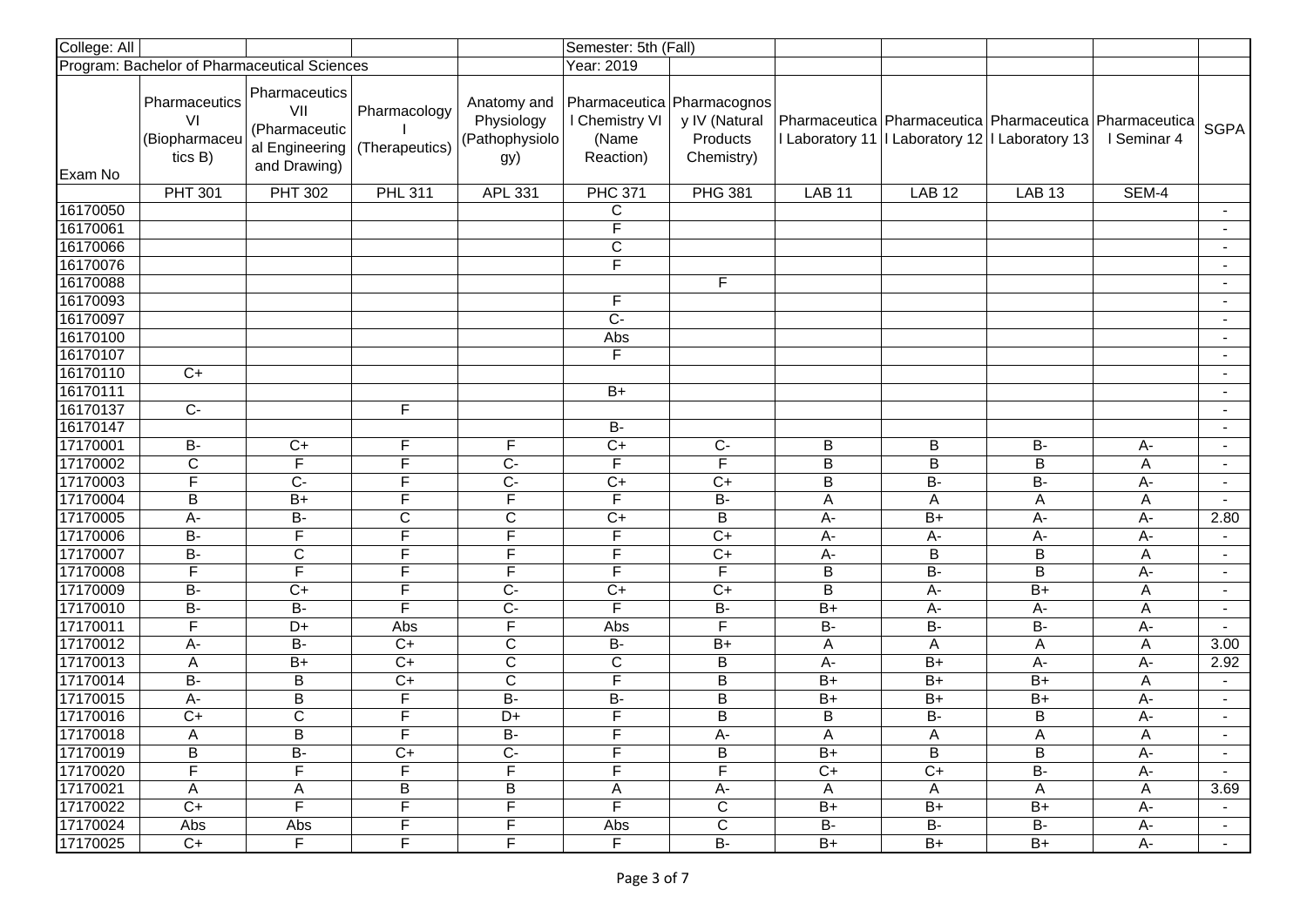| College: All | | | | | Semester: 5th (Fall) | | | | | | |
|---|---|---|---|---|---|---|---|---|---|---|---|
| Program: Bachelor of Pharmaceutical Sciences | | | | | Year: 2019 | | | | | | |
| Exam No | Pharmaceutics VI (Biopharmaceutics B) | Pharmaceutics VII (Pharmaceutical Engineering and Drawing) | Pharmacology I (Therapeutics) | Anatomy and Physiology (Pathophysiology) | Pharmaceutical Chemistry VI (Name Reaction) | Pharmacognosy IV (Natural Products Chemistry) | Pharmaceutical Laboratory 11 | Pharmaceutical Laboratory 12 | Pharmaceutical Laboratory 13 | Pharmaceutical Seminar 4 | SGPA |
| | PHT 301 | PHT 302 | PHL 311 | APL 331 | PHC 371 | PHG 381 | LAB 11 | LAB 12 | LAB 13 | SEM-4 | |
| 16170050 | | | | | C | | | | | | - |
| 16170061 | | | | | F | | | | | | - |
| 16170066 | | | | | C | | | | | | - |
| 16170076 | | | | | F | | | | | | - |
| 16170088 | | | | | | F | | | | | - |
| 16170093 | | | | | F | | | | | | - |
| 16170097 | | | | | C- | | | | | | - |
| 16170100 | | | | | Abs | | | | | | - |
| 16170107 | | | | | F | | | | | | - |
| 16170110 | C+ | | | | | | | | | | - |
| 16170111 | | | | | B+ | | | | | | - |
| 16170137 | C- | | F | | | | | | | | - |
| 16170147 | | | | | B- | | | | | | - |
| 17170001 | B- | C+ | F | F | C+ | C- | B | B | B- | A- | - |
| 17170002 | C | F | F | C- | F | F | B | B | B | A | - |
| 17170003 | F | C- | F | C- | C+ | C+ | B | B- | B- | A- | - |
| 17170004 | B | B+ | F | F | F | B- | A | A | A | A | - |
| 17170005 | A- | B- | C | C | C+ | B | A- | B+ | A- | A- | 2.80 |
| 17170006 | B- | F | F | F | F | C+ | A- | A- | A- | A- | - |
| 17170007 | B- | C | F | F | F | C+ | A- | B | B | A | - |
| 17170008 | F | F | F | F | F | F | B | B- | B | A- | - |
| 17170009 | B- | C+ | F | C- | C+ | C+ | B | A- | B+ | A | - |
| 17170010 | B- | B- | F | C- | F | B- | B+ | A- | A- | A | - |
| 17170011 | F | D+ | Abs | F | Abs | F | B- | B- | B- | A- | - |
| 17170012 | A- | B- | C+ | C | B- | B+ | A | A | A | A | 3.00 |
| 17170013 | A | B+ | C+ | C | C | B | A- | B+ | A- | A- | 2.92 |
| 17170014 | B- | B | C+ | C | F | B | B+ | B+ | B+ | A | - |
| 17170015 | A- | B | F | B- | B- | B | B+ | B+ | B+ | A- | - |
| 17170016 | C+ | C | F | D+ | F | B | B | B- | B | A- | - |
| 17170018 | A | B | F | B- | F | A- | A | A | A | A | - |
| 17170019 | B | B- | C+ | C- | F | B | B+ | B | B | A- | - |
| 17170020 | F | F | F | F | F | F | C+ | C+ | B- | A- | - |
| 17170021 | A | A | B | B | A | A- | A | A | A | A | 3.69 |
| 17170022 | C+ | F | F | F | F | C | B+ | B+ | B+ | A- | - |
| 17170024 | Abs | Abs | F | F | Abs | C | B- | B- | B- | A- | - |
| 17170025 | C+ | F | F | F | F | B- | B+ | B+ | B+ | A- | - |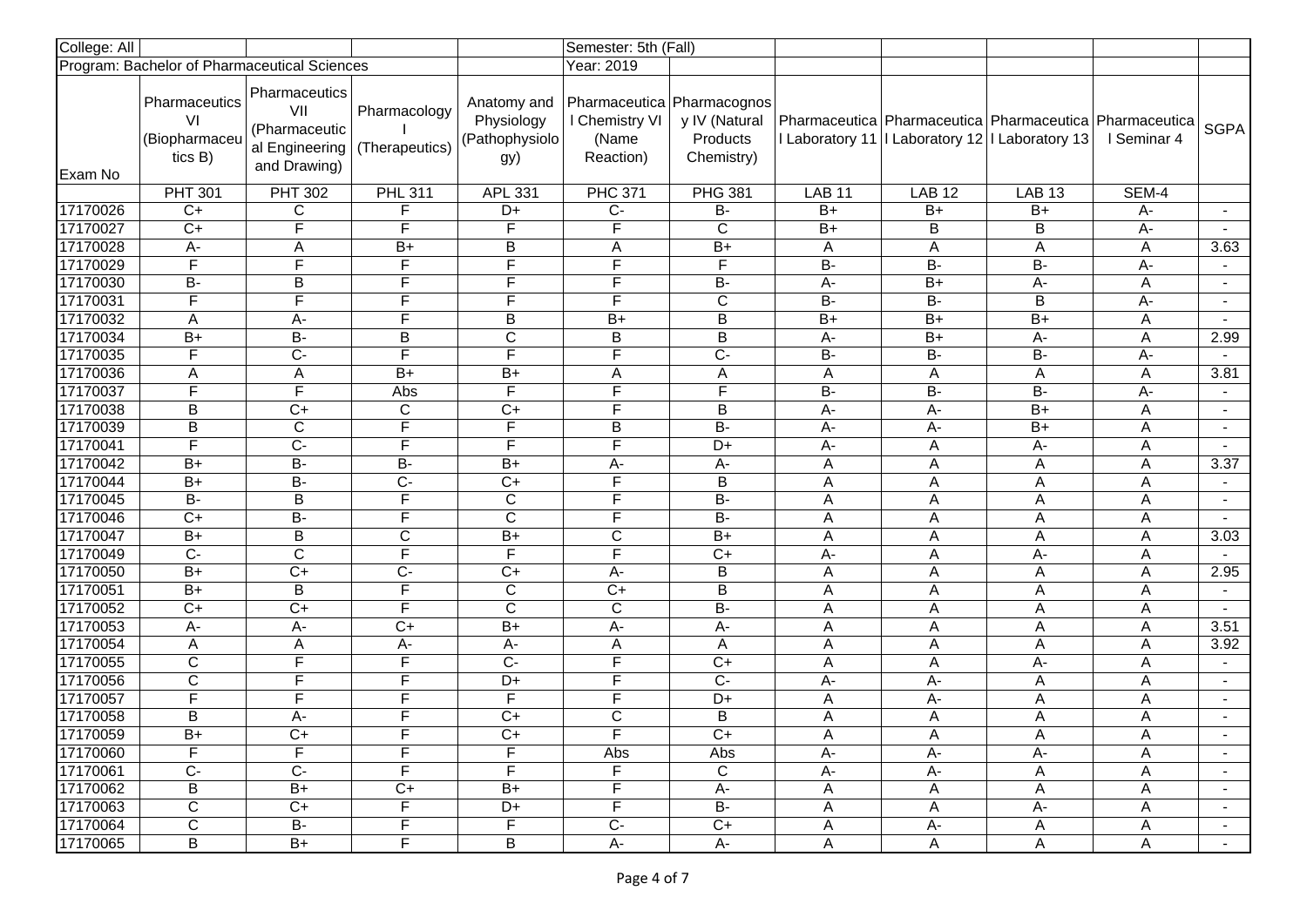| College: All | | | | | Semester: 5th (Fall) | | | | | | |
|---|---|---|---|---|---|---|---|---|---|---|---|
| Program: Bachelor of Pharmaceutical Sciences | | | | | Year: 2019 | | | | | | |
| Exam No | Pharmaceutics VI (Biopharmaceutics B) | Pharmaceutics VII (Pharmaceutical Engineering and Drawing) | Pharmacology I (Therapeutics) | Anatomy and Physiology (Pathophysiology) | Pharmaceutical Chemistry VI (Name Reaction) | Pharmacognosy IV (Natural Products Chemistry) | Pharmaceutical Laboratory 11 | Pharmaceutical Laboratory 12 | Pharmaceutical Laboratory 13 | Pharmaceutical Seminar 4 | SGPA |
| | PHT 301 | PHT 302 | PHL 311 | APL 331 | PHC 371 | PHG 381 | LAB 11 | LAB 12 | LAB 13 | SEM-4 | |
| 17170026 | C+ | C | F | D+ | C- | B- | B+ | B+ | B+ | A- | - |
| 17170027 | C+ | F | F | F | F | C | B+ | B | B | A- | - |
| 17170028 | A- | A | B+ | B | A | B+ | A | A | A | A | 3.63 |
| 17170029 | F | F | F | F | F | F | B- | B- | B- | A- | - |
| 17170030 | B- | B | F | F | F | B- | A- | B+ | A- | A | - |
| 17170031 | F | F | F | F | F | C | B- | B- | B | A- | - |
| 17170032 | A | A- | F | B | B+ | B | B+ | B+ | B+ | A | - |
| 17170034 | B+ | B- | B | C | B | B | A- | B+ | A- | A | 2.99 |
| 17170035 | F | C- | F | F | F | C- | B- | B- | B- | A- | - |
| 17170036 | A | A | B+ | B+ | A | A | A | A | A | A | 3.81 |
| 17170037 | F | F | Abs | F | F | F | B- | B- | B- | A- | - |
| 17170038 | B | C+ | C | C+ | F | B | A- | A- | B+ | A | - |
| 17170039 | B | C | F | F | B | B- | A- | A- | B+ | A | - |
| 17170041 | F | C- | F | F | F | D+ | A- | A | A- | A | - |
| 17170042 | B+ | B- | B- | B+ | A- | A- | A | A | A | A | 3.37 |
| 17170044 | B+ | B- | C- | C+ | F | B | A | A | A | A | - |
| 17170045 | B- | B | F | C | F | B- | A | A | A | A | - |
| 17170046 | C+ | B- | F | C | F | B- | A | A | A | A | - |
| 17170047 | B+ | B | C | B+ | C | B+ | A | A | A | A | 3.03 |
| 17170049 | C- | C | F | F | F | C+ | A- | A | A- | A | - |
| 17170050 | B+ | C+ | C- | C+ | A- | B | A | A | A | A | 2.95 |
| 17170051 | B+ | B | F | C | C+ | B | A | A | A | A | - |
| 17170052 | C+ | C+ | F | C | C | B- | A | A | A | A | - |
| 17170053 | A- | A- | C+ | B+ | A- | A- | A | A | A | A | 3.51 |
| 17170054 | A | A | A- | A- | A | A | A | A | A | A | 3.92 |
| 17170055 | C | F | F | C- | F | C+ | A | A | A- | A | - |
| 17170056 | C | F | F | D+ | F | C- | A- | A- | A | A | - |
| 17170057 | F | F | F | F | F | D+ | A | A- | A | A | - |
| 17170058 | B | A- | F | C+ | C | B | A | A | A | A | - |
| 17170059 | B+ | C+ | F | C+ | F | C+ | A | A | A | A | - |
| 17170060 | F | F | F | F | Abs | Abs | A- | A- | A- | A | - |
| 17170061 | C- | C- | F | F | F | C | A- | A- | A | A | - |
| 17170062 | B | B+ | C+ | B+ | F | A- | A | A | A | A | - |
| 17170063 | C | C+ | F | D+ | F | B- | A | A | A- | A | - |
| 17170064 | C | B- | F | F | C- | C+ | A | A- | A | A | - |
| 17170065 | B | B+ | F | B | A- | A- | A | A | A | A | - |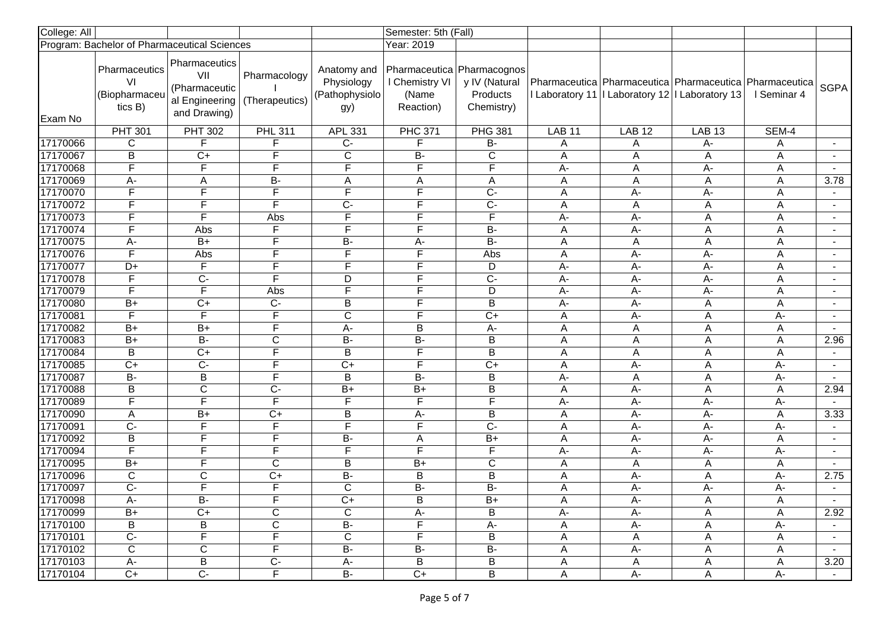| College: All | | | | | Semester: 5th (Fall) | | | | | | |
|---|---|---|---|---|---|---|---|---|---|---|---|
| Program: Bachelor of Pharmaceutical Sciences | | | | | Year: 2019 | | | | | | |
| Exam No | Pharmaceutics VI (Biopharmaceutics B) | Pharmaceutics VII (Pharmaceutical Engineering and Drawing) | Pharmacology I (Therapeutics) | Anatomy and Physiology (Pathophysiology) | Pharmaceutical Chemistry VI (Name Reaction) | Pharmacognosy IV (Natural Products Chemistry) | Pharmaceutical Laboratory 11 | Pharmaceutical Laboratory 12 | Pharmaceutical Laboratory 13 | Pharmaceutical Seminar 4 | SGPA |
| | PHT 301 | PHT 302 | PHL 311 | APL 331 | PHC 371 | PHG 381 | LAB 11 | LAB 12 | LAB 13 | SEM-4 | |
| 17170066 | C | F | F | C- | F | B- | A | A | A- | A | - |
| 17170067 | B | C+ | F | C | B- | C | A | A | A | A | - |
| 17170068 | F | F | F | F | F | F | A- | A | A- | A | - |
| 17170069 | A- | A | B- | A | A | A | A | A | A | A | 3.78 |
| 17170070 | F | F | F | F | F | C- | A | A- | A- | A | - |
| 17170072 | F | F | F | C- | F | C- | A | A | A | A | - |
| 17170073 | F | F | Abs | F | F | F | A- | A- | A | A | - |
| 17170074 | F | Abs | F | F | F | B- | A | A- | A | A | - |
| 17170075 | A- | B+ | F | B- | A- | B- | A | A | A | A | - |
| 17170076 | F | Abs | F | F | F | Abs | A | A- | A- | A | - |
| 17170077 | D+ | F | F | F | F | D | A- | A- | A- | A | - |
| 17170078 | F | C- | F | D | F | C- | A- | A- | A- | A | - |
| 17170079 | F | F | Abs | F | F | D | A- | A- | A- | A | - |
| 17170080 | B+ | C+ | C- | B | F | B | A- | A- | A | A | - |
| 17170081 | F | F | F | C | F | C+ | A | A- | A | A- | - |
| 17170082 | B+ | B+ | F | A- | B | A- | A | A | A | A | - |
| 17170083 | B+ | B- | C | B- | B- | B | A | A | A | A | 2.96 |
| 17170084 | B | C+ | F | B | F | B | A | A | A | A | - |
| 17170085 | C+ | C- | F | C+ | F | C+ | A | A- | A | A- | - |
| 17170087 | B- | B | F | B | B- | B | A- | A | A | A- | - |
| 17170088 | B | C | C- | B+ | B+ | B | A | A- | A | A | 2.94 |
| 17170089 | F | F | F | F | F | F | A- | A- | A- | A- | - |
| 17170090 | A | B+ | C+ | B | A- | B | A | A- | A- | A | 3.33 |
| 17170091 | C- | F | F | F | F | C- | A | A- | A- | A- | - |
| 17170092 | B | F | F | B- | A | B+ | A | A- | A- | A | - |
| 17170094 | F | F | F | F | F | F | A- | A- | A- | A- | - |
| 17170095 | B+ | F | C | B | B+ | C | A | A | A | A | - |
| 17170096 | C | C | C+ | B- | B | B | A | A- | A | A- | 2.75 |
| 17170097 | C- | F | F | C | B- | B- | A | A- | A- | A- | - |
| 17170098 | A- | B- | F | C+ | B | B+ | A | A- | A | A | - |
| 17170099 | B+ | C+ | C | C | A- | B | A- | A- | A | A | 2.92 |
| 17170100 | B | B | C | B- | F | A- | A | A- | A | A- | - |
| 17170101 | C- | F | F | C | F | B | A | A | A | A | - |
| 17170102 | C | C | F | B- | B- | B- | A | A- | A | A | - |
| 17170103 | A- | B | C- | A- | B | B | A | A | A | A | 3.20 |
| 17170104 | C+ | C- | F | B- | C+ | B | A | A- | A | A- | - |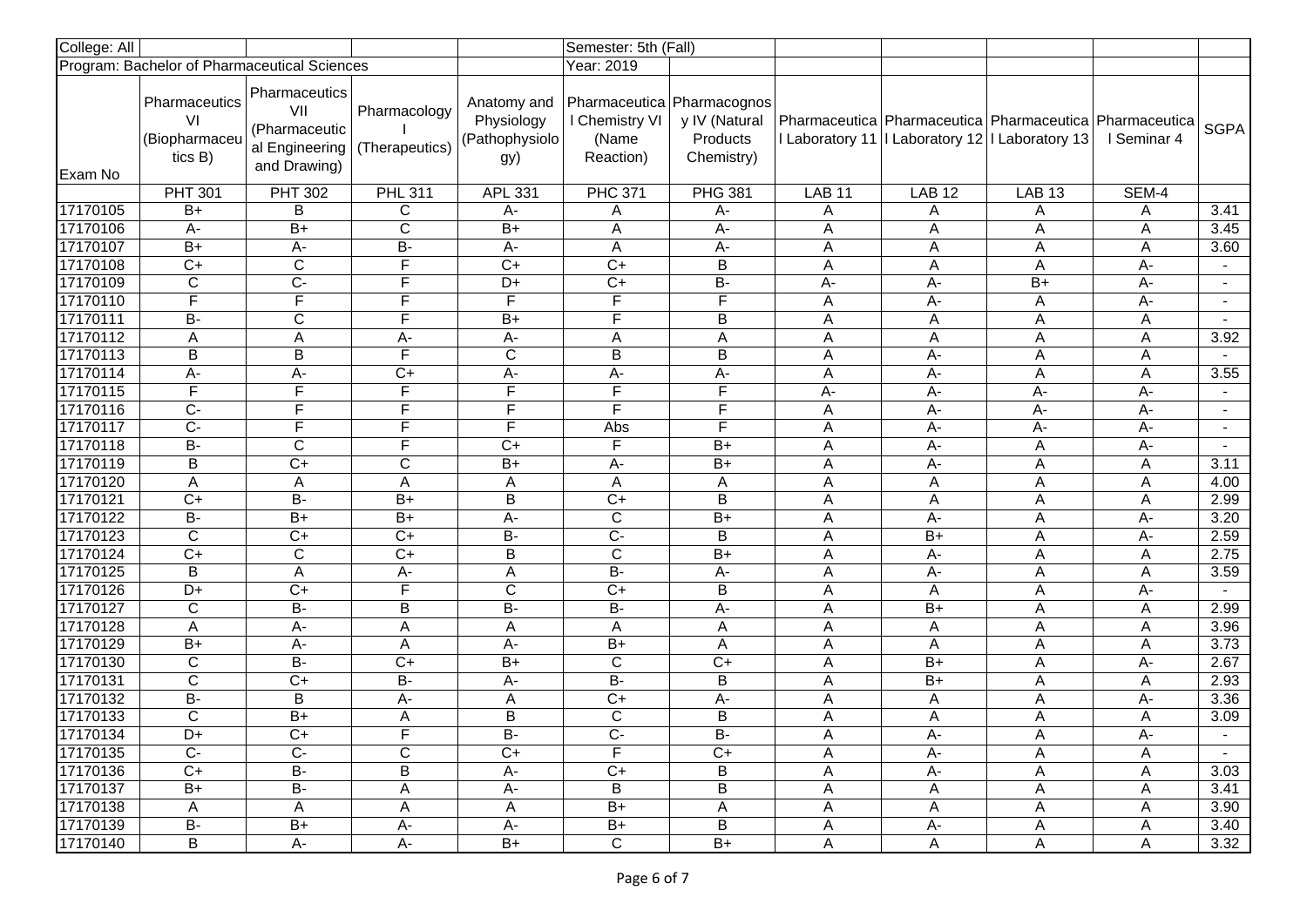| College: All | | | | | Semester: 5th (Fall) | | | | | | |
|---|---|---|---|---|---|---|---|---|---|---|---|
| Program: Bachelor of Pharmaceutical Sciences | | | | | Year: 2019 | | | | | | |
| Exam No | Pharmaceutics VI (Biopharmaceutics B) | Pharmaceutics VII (Pharmaceutical Engineering and Drawing) | Pharmacology I (Therapeutics) | Anatomy and Physiology (Pathophysiology) | Pharmaceutical Chemistry VI (Name Reaction) | Pharmacognosy IV (Natural Products Chemistry) | Pharmaceutical Laboratory 11 | Pharmaceutical Laboratory 12 | Pharmaceutical Laboratory 13 | Pharmaceutical Seminar 4 | SGPA |
| | PHT 301 | PHT 302 | PHL 311 | APL 331 | PHC 371 | PHG 381 | LAB 11 | LAB 12 | LAB 13 | SEM-4 | |
| 17170105 | B+ | B | C | A- | A | A- | A | A | A | A | 3.41 |
| 17170106 | A- | B+ | C | B+ | A | A- | A | A | A | A | 3.45 |
| 17170107 | B+ | A- | B- | A- | A | A- | A | A | A | A | 3.60 |
| 17170108 | C+ | C | F | C+ | C+ | B | A | A | A | A- | - |
| 17170109 | C | C- | F | D+ | C+ | B- | A- | A- | B+ | A- | - |
| 17170110 | F | F | F | F | F | F | A | A- | A | A- | - |
| 17170111 | B- | C | F | B+ | F | B | A | A | A | A | - |
| 17170112 | A | A | A- | A- | A | A | A | A | A | A | 3.92 |
| 17170113 | B | B | F | C | B | B | A | A- | A | A | - |
| 17170114 | A- | A- | C+ | A- | A- | A- | A | A- | A | A | 3.55 |
| 17170115 | F | F | F | F | F | F | A- | A- | A- | A- | - |
| 17170116 | C- | F | F | F | F | F | A | A- | A- | A- | - |
| 17170117 | C- | F | F | F | Abs | F | A | A- | A- | A- | - |
| 17170118 | B- | C | F | C+ | F | B+ | A | A- | A | A- | - |
| 17170119 | B | C+ | C | B+ | A- | B+ | A | A- | A | A | 3.11 |
| 17170120 | A | A | A | A | A | A | A | A | A | A | 4.00 |
| 17170121 | C+ | B- | B+ | B | C+ | B | A | A | A | A | 2.99 |
| 17170122 | B- | B+ | B+ | A- | C | B+ | A | A- | A | A- | 3.20 |
| 17170123 | C | C+ | C+ | B- | C- | B | A | B+ | A | A- | 2.59 |
| 17170124 | C+ | C | C+ | B | C | B+ | A | A- | A | A | 2.75 |
| 17170125 | B | A | A- | A | B- | A- | A | A- | A | A | 3.59 |
| 17170126 | D+ | C+ | F | C | C+ | B | A | A | A | A- | - |
| 17170127 | C | B- | B | B- | B- | A- | A | B+ | A | A | 2.99 |
| 17170128 | A | A- | A | A | A | A | A | A | A | A | 3.96 |
| 17170129 | B+ | A- | A | A- | B+ | A | A | A | A | A | 3.73 |
| 17170130 | C | B- | C+ | B+ | C | C+ | A | B+ | A | A- | 2.67 |
| 17170131 | C | C+ | B- | A- | B- | B | A | B+ | A | A | 2.93 |
| 17170132 | B- | B | A- | A | C+ | A- | A | A | A | A- | 3.36 |
| 17170133 | C | B+ | A | B | C | B | A | A | A | A | 3.09 |
| 17170134 | D+ | C+ | F | B- | C- | B- | A | A- | A | A- | - |
| 17170135 | C- | C- | C | C+ | F | C+ | A | A- | A | A | - |
| 17170136 | C+ | B- | B | A- | C+ | B | A | A- | A | A | 3.03 |
| 17170137 | B+ | B- | A | A- | B | B | A | A | A | A | 3.41 |
| 17170138 | A | A | A | A | B+ | A | A | A | A | A | 3.90 |
| 17170139 | B- | B+ | A- | A- | B+ | B | A | A- | A | A | 3.40 |
| 17170140 | B | A- | A- | B+ | C | B+ | A | A | A | A | 3.32 |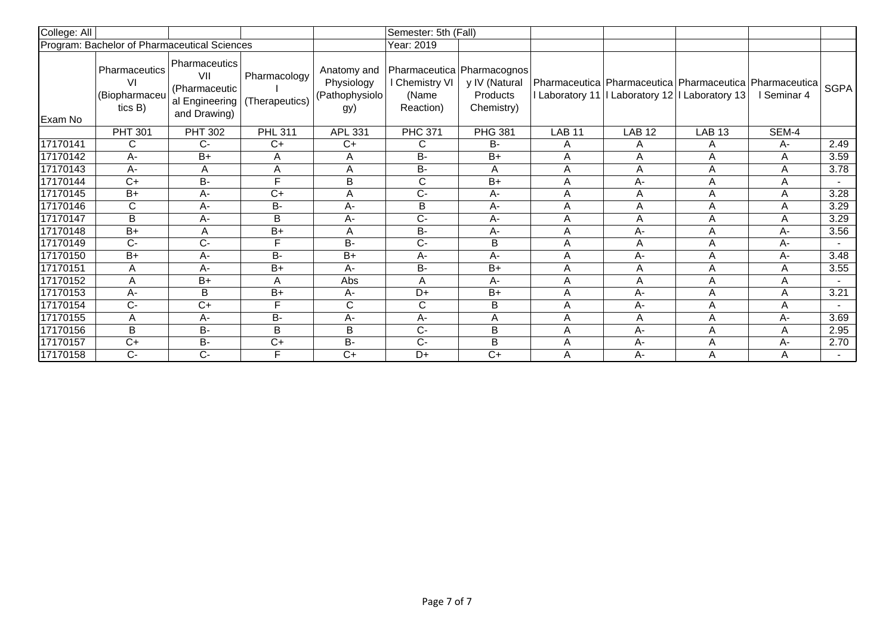| College: All | | | | | Semester: 5th (Fall) | | | | | | |
|---|---|---|---|---|---|---|---|---|---|---|---|
| Program: Bachelor of Pharmaceutical Sciences | | | | | Year: 2019 | | | | | | |
| Exam No | Pharmaceutics VI (Biopharmaceutics B) | Pharmaceutics VII (Pharmaceutical Engineering and Drawing) | Pharmacology I (Therapeutics) | Anatomy and Physiology (Pathophysiology) | Pharmaceutical Chemistry VI (Name Reaction) | Pharmacognosy IV (Natural Products Chemistry) | Pharmaceutical Laboratory 11 | Pharmaceutical Laboratory 12 | Pharmaceutical Laboratory 13 | Pharmaceutical Seminar 4 | SGPA |
| | PHT 301 | PHT 302 | PHL 311 | APL 331 | PHC 371 | PHG 381 | LAB 11 | LAB 12 | LAB 13 | SEM-4 | |
| 17170141 | C | C- | C+ | C+ | C | B- | A | A | A | A- | 2.49 |
| 17170142 | A- | B+ | A | A | B- | B+ | A | A | A | A | 3.59 |
| 17170143 | A- | A | A | A | B- | A | A | A | A | A | 3.78 |
| 17170144 | C+ | B- | F | B | C | B+ | A | A- | A | A | - |
| 17170145 | B+ | A- | C+ | A | C- | A- | A | A | A | A | 3.28 |
| 17170146 | C | A- | B- | A- | B | A- | A | A | A | A | 3.29 |
| 17170147 | B | A- | B | A- | C- | A- | A | A | A | A | 3.29 |
| 17170148 | B+ | A | B+ | A | B- | A- | A | A- | A | A- | 3.56 |
| 17170149 | C- | C- | F | B- | C- | B | A | A | A | A- | - |
| 17170150 | B+ | A- | B- | B+ | A- | A- | A | A- | A | A- | 3.48 |
| 17170151 | A | A- | B+ | A- | B- | B+ | A | A | A | A | 3.55 |
| 17170152 | A | B+ | A | Abs | A | A- | A | A | A | A | - |
| 17170153 | A- | B | B+ | A- | D+ | B+ | A | A- | A | A | 3.21 |
| 17170154 | C- | C+ | F | C | C | B | A | A- | A | A | - |
| 17170155 | A | A- | B- | A- | A- | A | A | A | A | A- | 3.69 |
| 17170156 | B | B- | B | B | C- | B | A | A- | A | A | 2.95 |
| 17170157 | C+ | B- | C+ | B- | C- | B | A | A- | A | A- | 2.70 |
| 17170158 | C- | C- | F | C+ | D+ | C+ | A | A- | A | A | - |